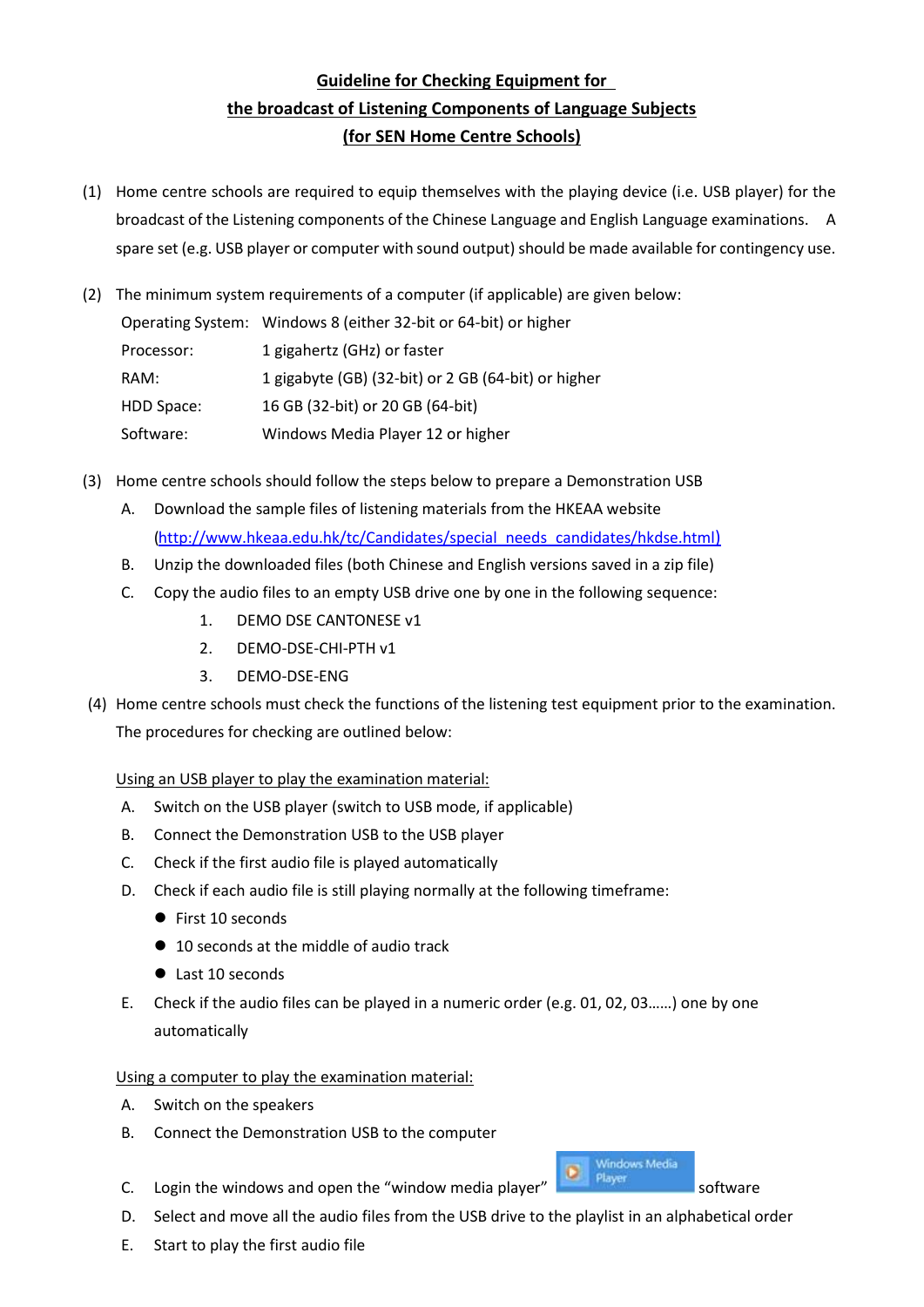# Guideline for Checking Equipment for the broadcast of Listening Components of Language Subjects (for SEN Home Centre Schools)

(1) Home centre schools are required to equip themselves with the playing device (i.e. USB player) for the broadcast of the Listening components of the Chinese Language and English Language examinations. A spare set (e.g. USB player or computer with sound output) should be made available for contingency use.

(2) The minimum system requirements of a computer (if applicable) are given below:

| | |
|---|---|
| Operating System: | Windows 8 (either 32-bit or 64-bit) or higher |
| Processor: | 1 gigahertz (GHz) or faster |
| RAM: | 1 gigabyte (GB) (32-bit) or 2 GB (64-bit) or higher |
| HDD Space: | 16 GB (32-bit) or 20 GB (64-bit) |
| Software: | Windows Media Player 12 or higher |

(3) Home centre schools should follow the steps below to prepare a Demonstration USB

A. Download the sample files of listening materials from the HKEAA website (http://www.hkeaa.edu.hk/tc/Candidates/special_needs_candidates/hkdse.html)

B. Unzip the downloaded files (both Chinese and English versions saved in a zip file)

C. Copy the audio files to an empty USB drive one by one in the following sequence:

1. DEMO DSE CANTONESE v1
2. DEMO-DSE-CHI-PTH v1
3. DEMO-DSE-ENG

(4) Home centre schools must check the functions of the listening test equipment prior to the examination. The procedures for checking are outlined below:

Using an USB player to play the examination material:

A. Switch on the USB player (switch to USB mode, if applicable)

B. Connect the Demonstration USB to the USB player

C. Check if the first audio file is played automatically

D. Check if each audio file is still playing normally at the following timeframe:

- First 10 seconds
- 10 seconds at the middle of audio track
- Last 10 seconds

E. Check if the audio files can be played in a numeric order (e.g. 01, 02, 03……) one by one automatically

Using a computer to play the examination material:

A. Switch on the speakers

B. Connect the Demonstration USB to the computer

C. Login the windows and open the "window media player" Windows Media Player software

D. Select and move all the audio files from the USB drive to the playlist in an alphabetical order

E. Start to play the first audio file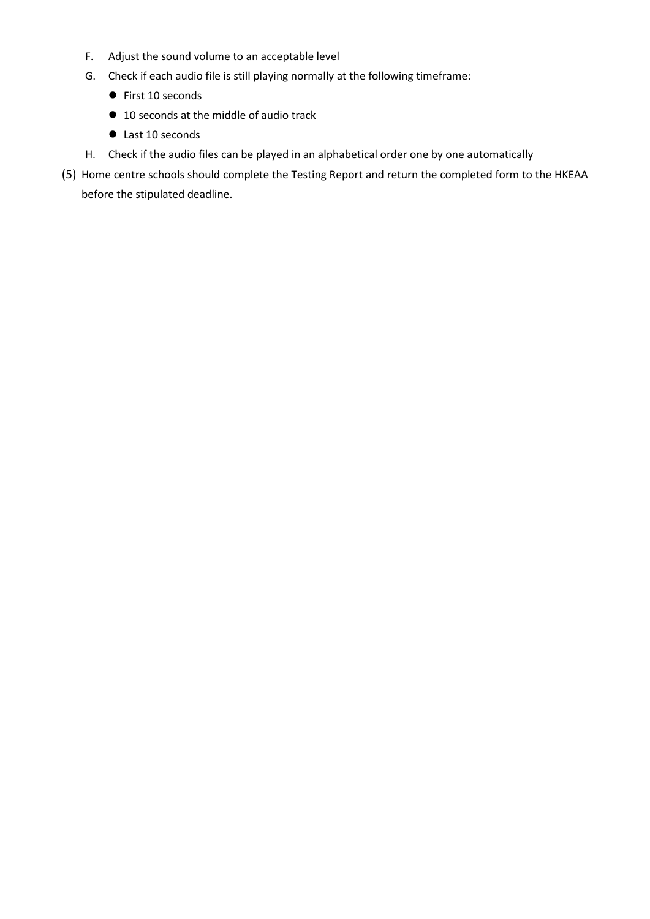F. Adjust the sound volume to an acceptable level

G. Check if each audio file is still playing normally at the following timeframe:

- First 10 seconds
- 10 seconds at the middle of audio track
- Last 10 seconds

H. Check if the audio files can be played in an alphabetical order one by one automatically

(5) Home centre schools should complete the Testing Report and return the completed form to the HKEAA before the stipulated deadline.